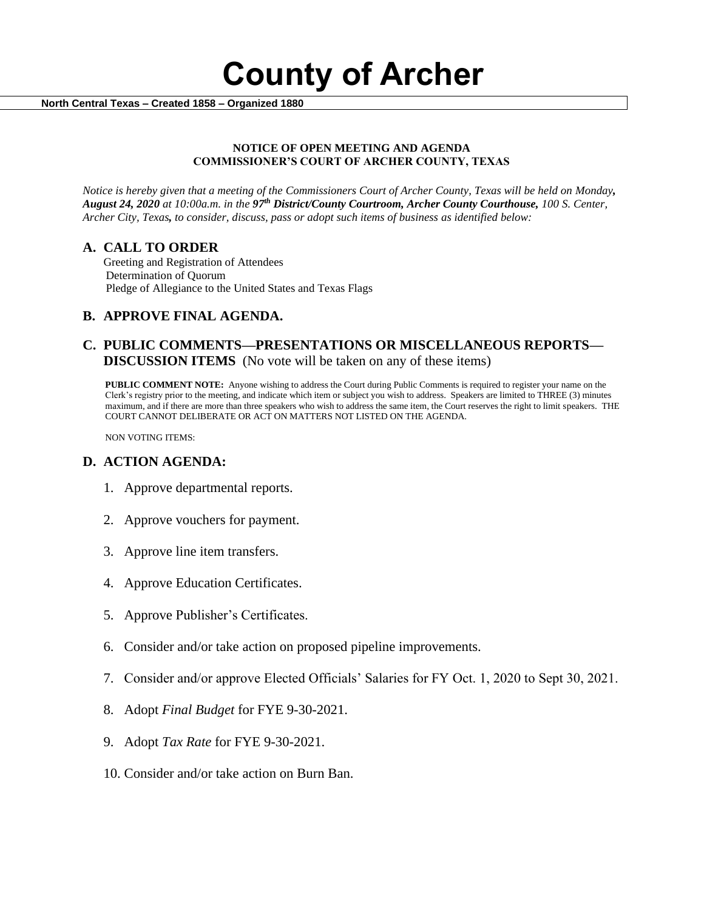# County of Archer

**North Central Texas – Created 1858 – Organized 1880**

**NOTICE OF OPEN MEETING AND AGENDA**
**COMMISSIONER'S COURT OF ARCHER COUNTY, TEXAS**

*Notice is hereby given that a meeting of the Commissioners Court of Archer County, Texas will be held on Monday, **August 24, 2020** at 10:00a.m. in the **97th District/County Courtroom, Archer County Courthouse,** 100 S. Center, Archer City, Texas, to consider, discuss, pass or adopt such items of business as identified below:*

## A. CALL TO ORDER

Greeting and Registration of Attendees
Determination of Quorum
Pledge of Allegiance to the United States and Texas Flags

## B. APPROVE FINAL AGENDA.

## C. PUBLIC COMMENTS—PRESENTATIONS OR MISCELLANEOUS REPORTS—DISCUSSION ITEMS (No vote will be taken on any of these items)

**PUBLIC COMMENT NOTE:** Anyone wishing to address the Court during Public Comments is required to register your name on the Clerk's registry prior to the meeting, and indicate which item or subject you wish to address. Speakers are limited to THREE (3) minutes maximum, and if there are more than three speakers who wish to address the same item, the Court reserves the right to limit speakers. THE COURT CANNOT DELIBERATE OR ACT ON MATTERS NOT LISTED ON THE AGENDA.

NON VOTING ITEMS:

## D. ACTION AGENDA:

1. Approve departmental reports.
2. Approve vouchers for payment.
3. Approve line item transfers.
4. Approve Education Certificates.
5. Approve Publisher's Certificates.
6. Consider and/or take action on proposed pipeline improvements.
7. Consider and/or approve Elected Officials' Salaries for FY Oct. 1, 2020 to Sept 30, 2021.
8. Adopt *Final Budget* for FYE 9-30-2021.
9. Adopt *Tax Rate* for FYE 9-30-2021.
10. Consider and/or take action on Burn Ban.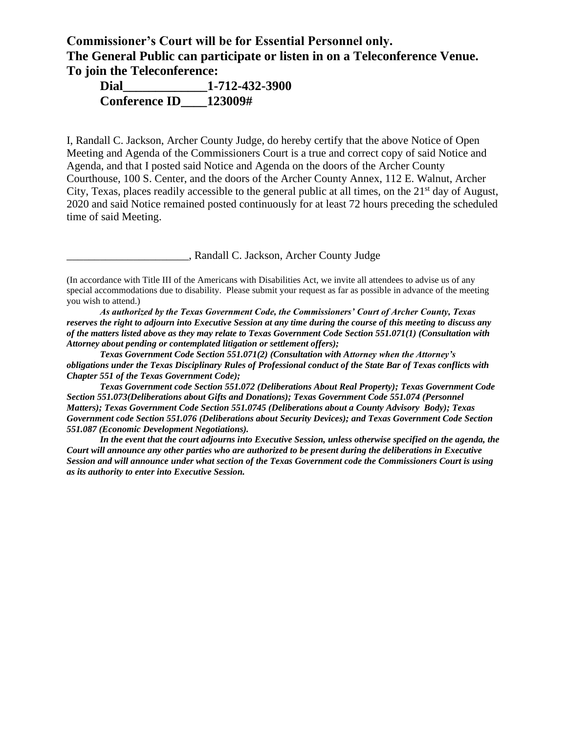**Commissioner's Court will be for Essential Personnel only.**
**The General Public can participate or listen in on a Teleconference Venue.**
**To join the Teleconference:**

**Dial_____________1-712-432-3900**
**Conference ID____123009#**

I, Randall C. Jackson, Archer County Judge, do hereby certify that the above Notice of Open Meeting and Agenda of the Commissioners Court is a true and correct copy of said Notice and Agenda, and that I posted said Notice and Agenda on the doors of the Archer County Courthouse, 100 S. Center, and the doors of the Archer County Annex, 112 E. Walnut, Archer City, Texas, places readily accessible to the general public at all times, on the 21st day of August, 2020 and said Notice remained posted continuously for at least 72 hours preceding the scheduled time of said Meeting.

______________________, Randall C. Jackson, Archer County Judge

(In accordance with Title III of the Americans with Disabilities Act, we invite all attendees to advise us of any special accommodations due to disability. Please submit your request as far as possible in advance of the meeting you wish to attend.)

***As authorized by the Texas Government Code, the Commissioners' Court of Archer County, Texas reserves the right to adjourn into Executive Session at any time during the course of this meeting to discuss any of the matters listed above as they may relate to Texas Government Code Section 551.071(1) (Consultation with Attorney about pending or contemplated litigation or settlement offers);***

***Texas Government Code Section 551.071(2) (Consultation with Attorney when the Attorney's obligations under the Texas Disciplinary Rules of Professional conduct of the State Bar of Texas conflicts with Chapter 551 of the Texas Government Code);***

***Texas Government code Section 551.072 (Deliberations About Real Property); Texas Government Code Section 551.073(Deliberations about Gifts and Donations); Texas Government Code 551.074 (Personnel Matters); Texas Government Code Section 551.0745 (Deliberations about a County Advisory Body); Texas Government code Section 551.076 (Deliberations about Security Devices); and Texas Government Code Section 551.087 (Economic Development Negotiations).***

***In the event that the court adjourns into Executive Session, unless otherwise specified on the agenda, the Court will announce any other parties who are authorized to be present during the deliberations in Executive Session and will announce under what section of the Texas Government code the Commissioners Court is using as its authority to enter into Executive Session.***